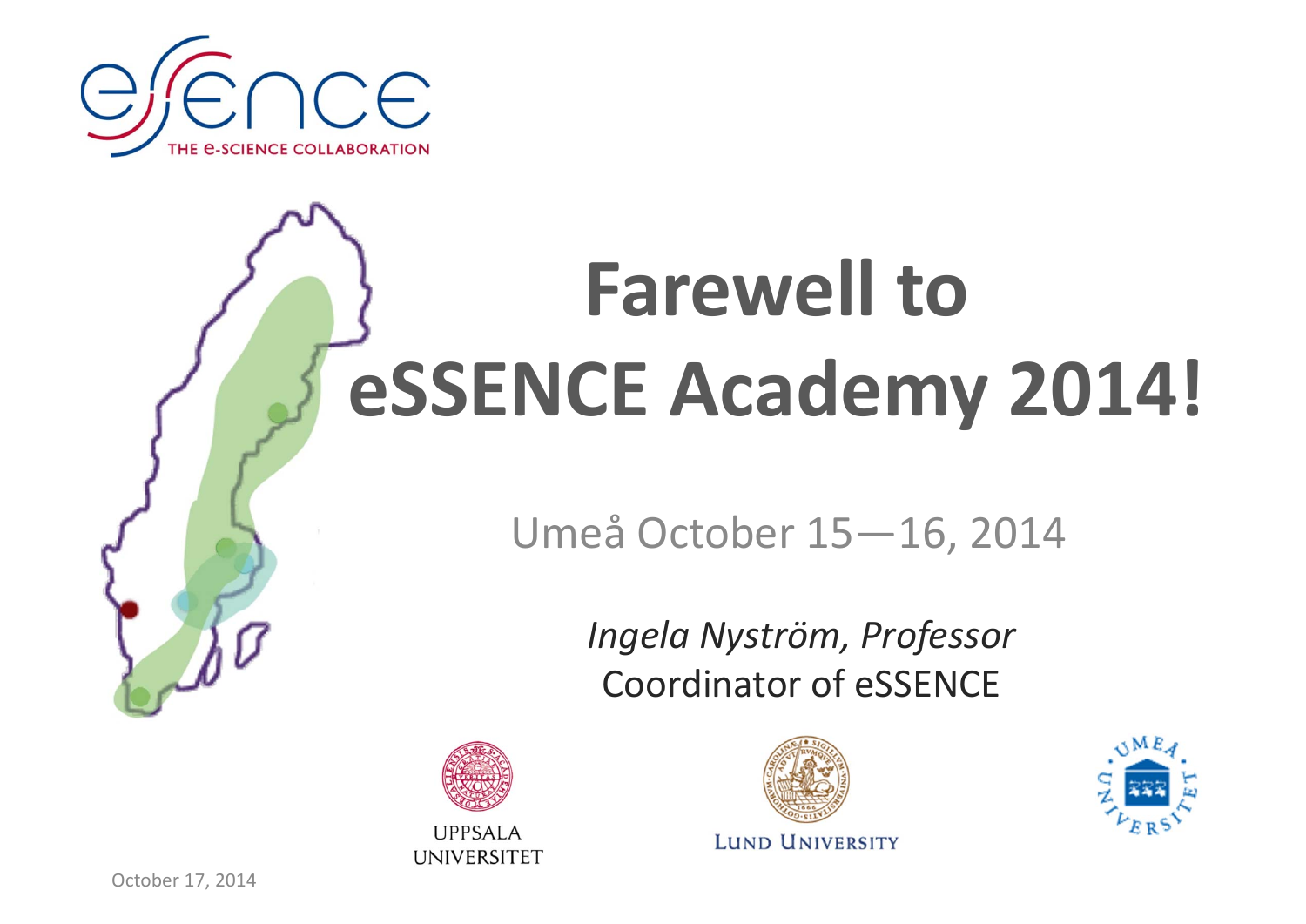eSSENCE
THE e-SCIENCE COLLABORATION

# Farewell to eSSENCE Academy 2014!

Umeå October 15—16, 2014

*Ingela Nyström, Professor*
Coordinator of eSSENCE

UPPSALA UNIVERSITET

LUND UNIVERSITY

UMEÅ UNIVERSITET

October 17, 2014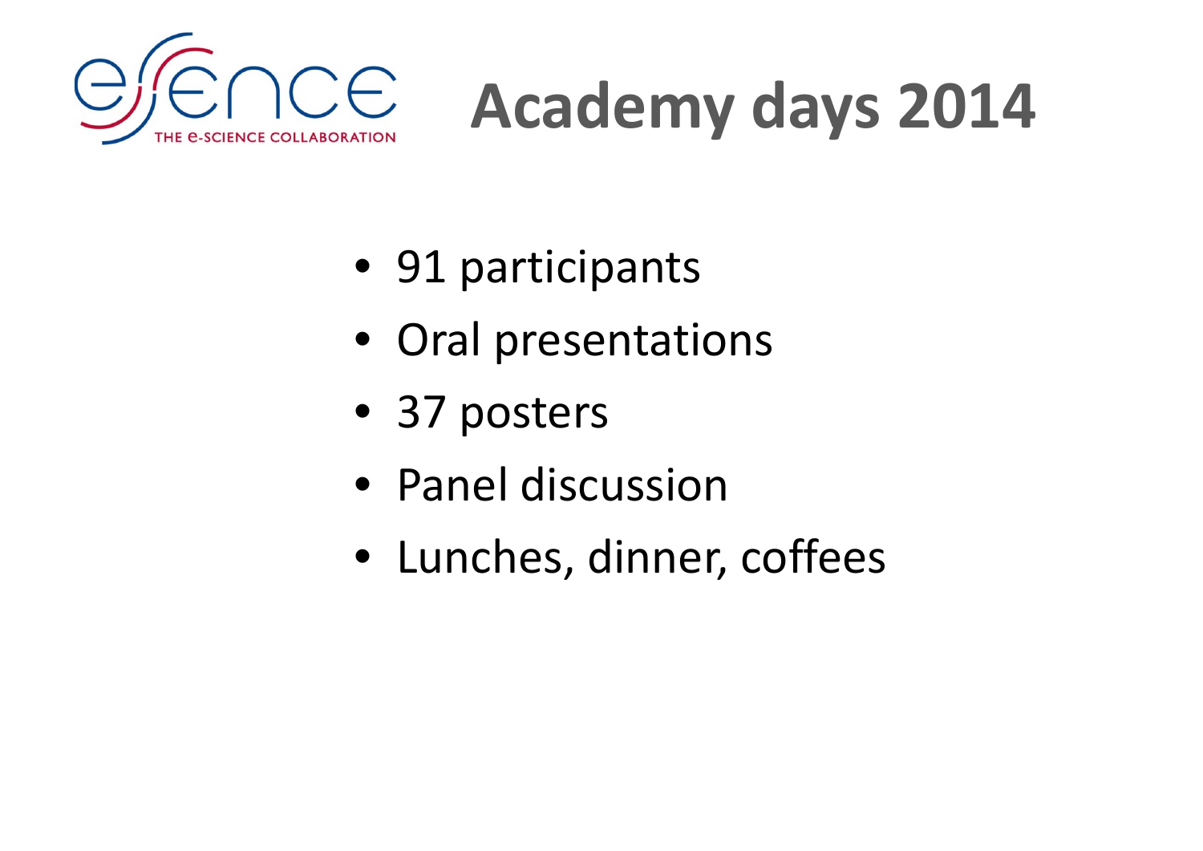# Academy days 2014

- 91 participants
- Oral presentations
- 37 posters
- Panel discussion
- Lunches, dinner, coffees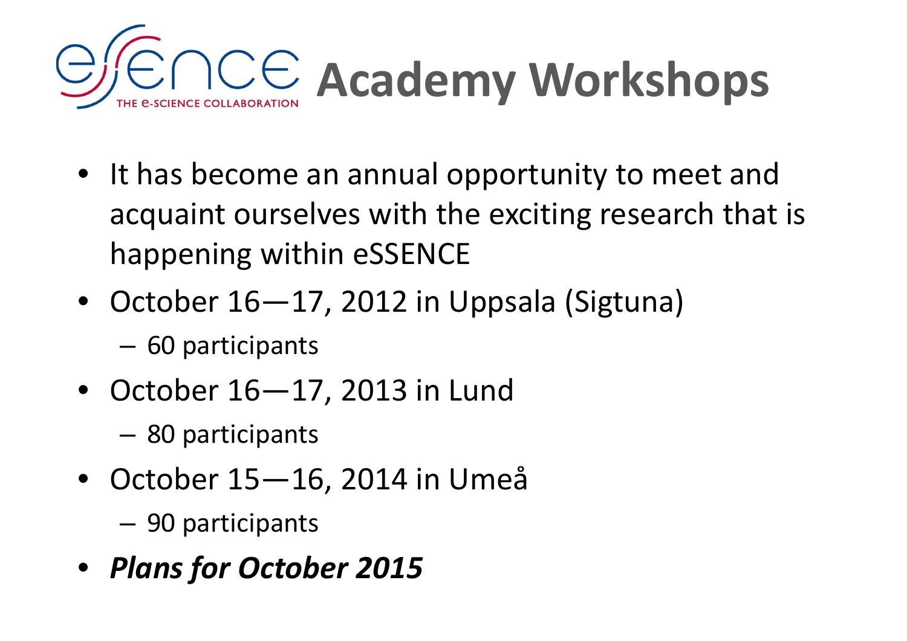# eSSENCE Academy Workshops

- It has become an annual opportunity to meet and acquaint ourselves with the exciting research that is happening within eSSENCE
- October 16—17, 2012 in Uppsala (Sigtuna)
  - 60 participants
- October 16—17, 2013 in Lund
  - 80 participants
- October 15—16, 2014 in Umeå
  - 90 participants
- ***Plans for October 2015***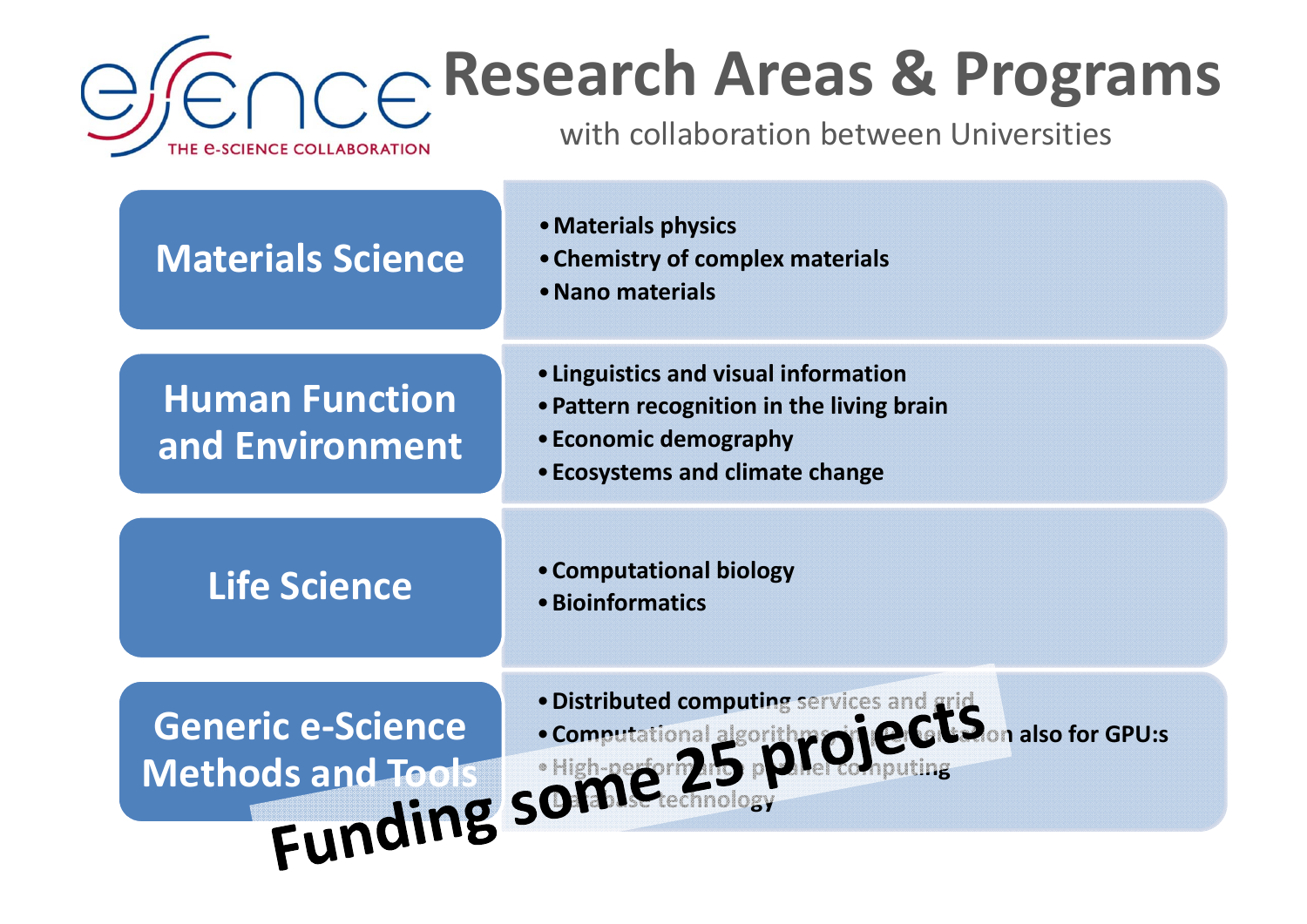# Research Areas & Programs

with collaboration between Universities

| Area | Programs |
| --- | --- |
| Materials Science | • Materials physics<br>• Chemistry of complex materials<br>• Nano materials |
| Human Function and Environment | • Linguistics and visual information<br>• Pattern recognition in the living brain<br>• Economic demography<br>• Ecosystems and climate change |
| Life Science | • Computational biology<br>• Bioinformatics |
| Generic e-Science Methods and Tools | • Distributed computing services and grid<br>• Computational algorithms implementation also for GPU:s<br>• High-performing parallel computing<br>• Database technology |

**Funding some 25 projects**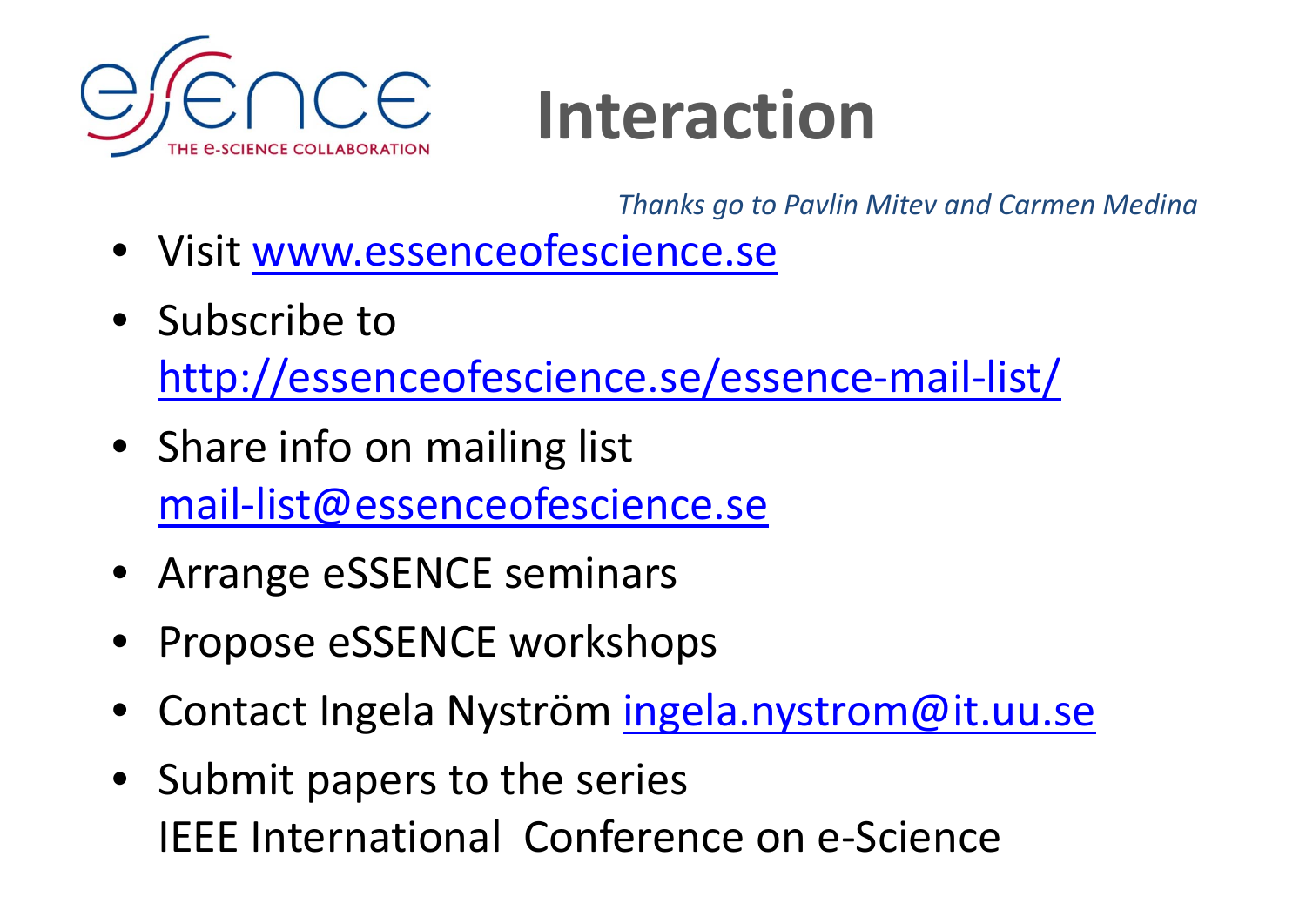# Interaction

*Thanks go to Pavlin Mitev and Carmen Medina*

- Visit www.essenceofescience.se
- Subscribe to http://essenceofescience.se/essence-mail-list/
- Share info on mailing list mail-list@essenceofescience.se
- Arrange eSSENCE seminars
- Propose eSSENCE workshops
- Contact Ingela Nyström ingela.nystrom@it.uu.se
- Submit papers to the series IEEE International Conference on e-Science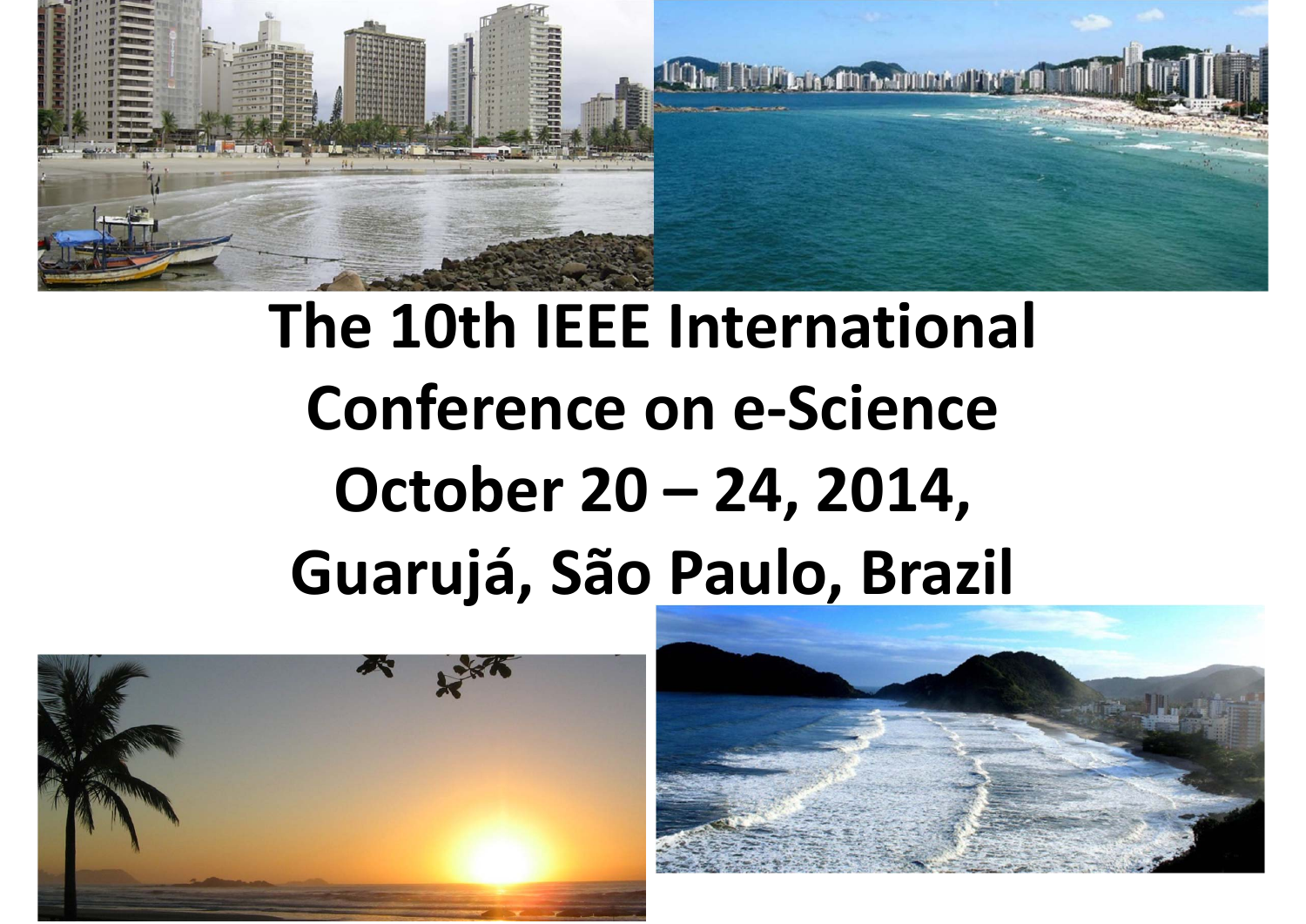# The 10th IEEE International Conference on e-Science
# October 20 – 24, 2014,
# Guarujá, São Paulo, Brazil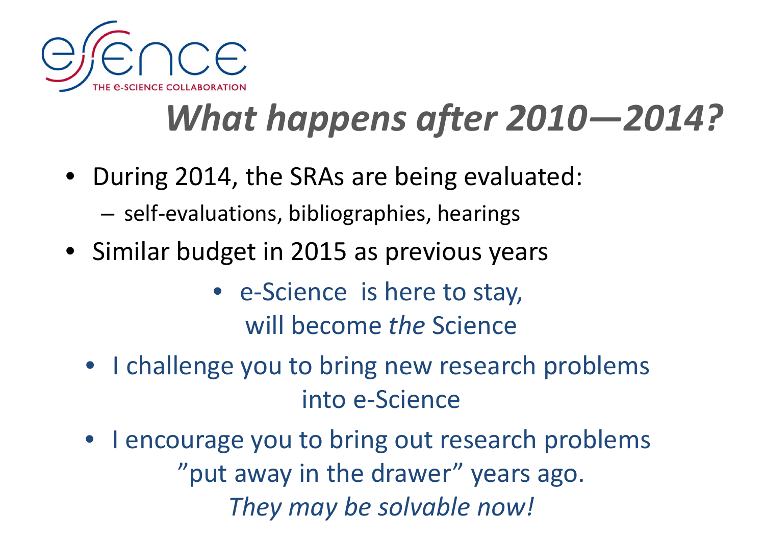# *What happens after 2010—2014?*

- During 2014, the SRAs are being evaluated:
  - self-evaluations, bibliographies, hearings
- Similar budget in 2015 as previous years

- e-Science is here to stay, will become *the* Science

- I challenge you to bring new research problems into e-Science

- I encourage you to bring out research problems ”put away in the drawer” years ago. *They may be solvable now!*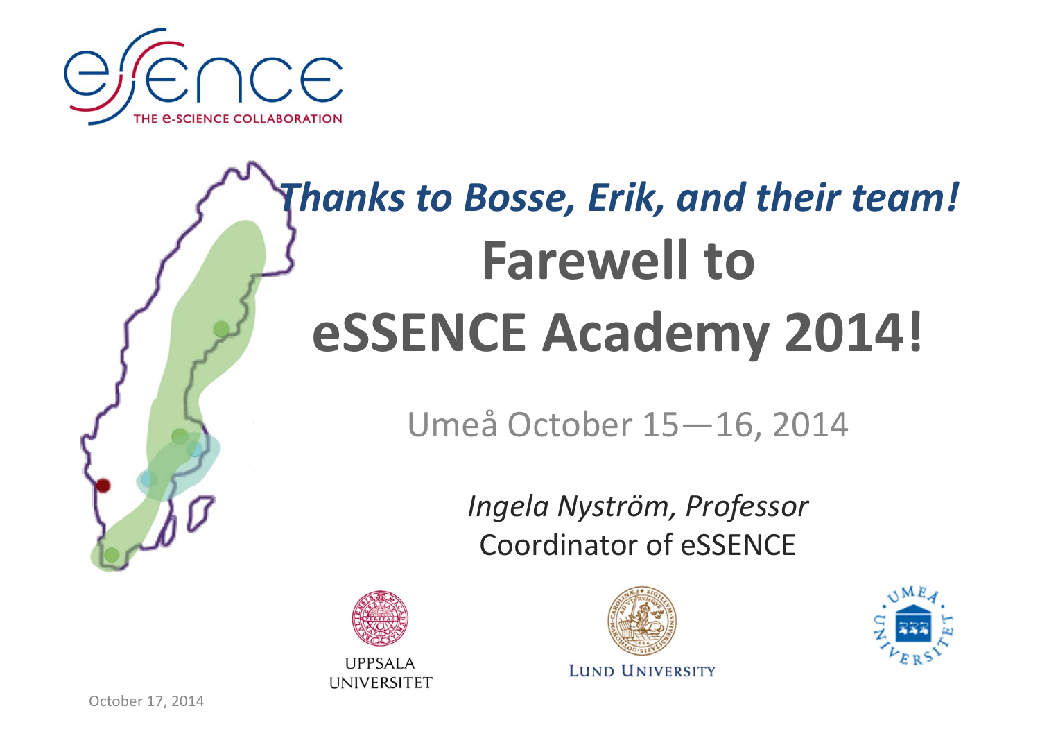*Thanks to Bosse, Erik, and their team!*

# Farewell to eSSENCE Academy 2014!

Umeå October 15—16, 2014

*Ingela Nyström, Professor*
Coordinator of eSSENCE

October 17, 2014